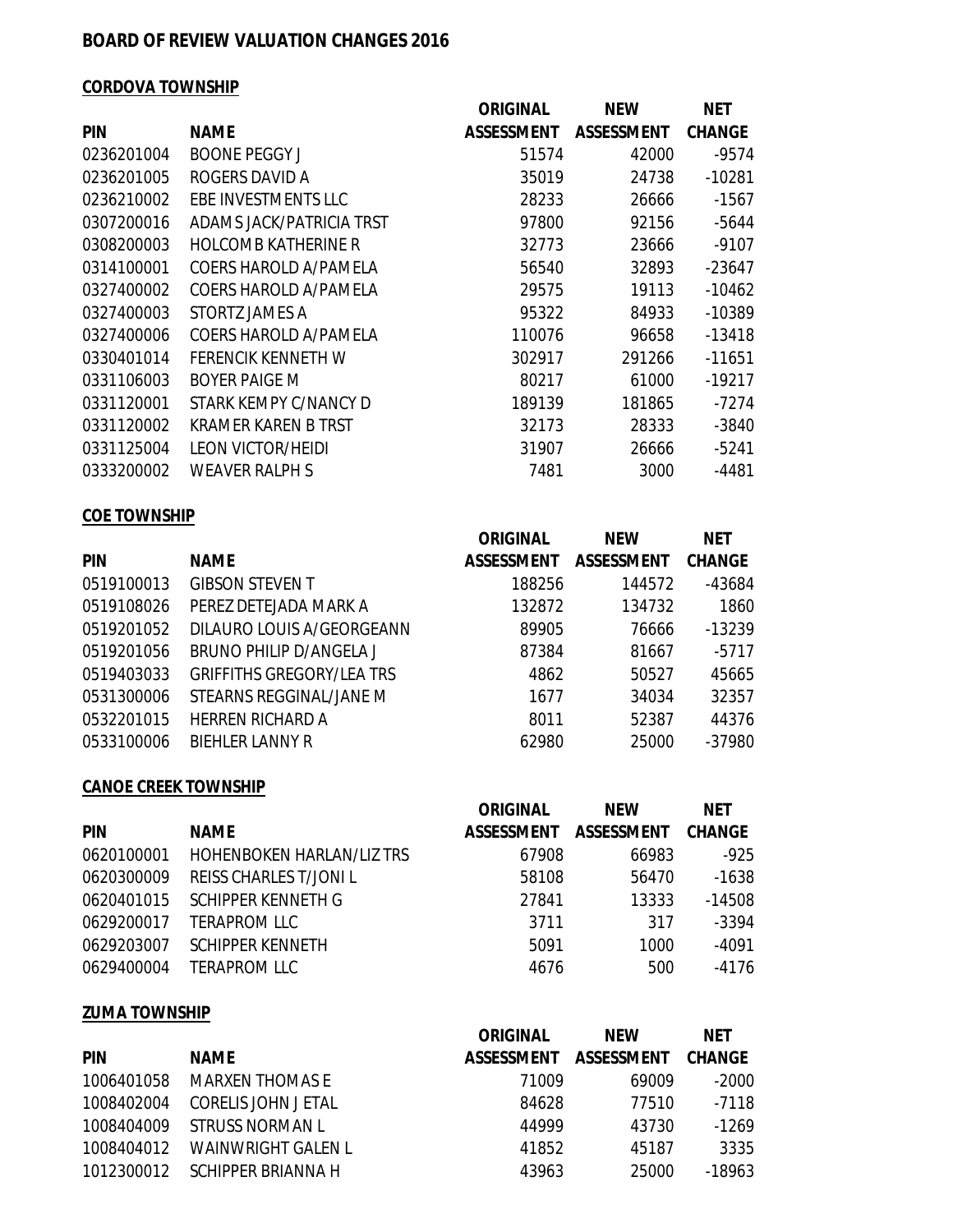# BOARD OF REVIEW VALUATION CHANGES 2016

## CORDOVA TOWNSHIP

| PIN | NAME | ORIGINAL ASSESSMENT | NEW ASSESSMENT | NET CHANGE |
|---|---|---|---|---|
| 0236201004 | BOONE PEGGY J | 51574 | 42000 | -9574 |
| 0236201005 | ROGERS DAVID A | 35019 | 24738 | -10281 |
| 0236210002 | EBE INVESTMENTS LLC | 28233 | 26666 | -1567 |
| 0307200016 | ADAMS JACK/PATRICIA TRST | 97800 | 92156 | -5644 |
| 0308200003 | HOLCOMB KATHERINE R | 32773 | 23666 | -9107 |
| 0314100001 | COERS HAROLD A/PAMELA | 56540 | 32893 | -23647 |
| 0327400002 | COERS HAROLD A/PAMELA | 29575 | 19113 | -10462 |
| 0327400003 | STORTZ JAMES A | 95322 | 84933 | -10389 |
| 0327400006 | COERS HAROLD A/PAMELA | 110076 | 96658 | -13418 |
| 0330401014 | FERENCIK KENNETH W | 302917 | 291266 | -11651 |
| 0331106003 | BOYER PAIGE M | 80217 | 61000 | -19217 |
| 0331120001 | STARK KEMPY C/NANCY D | 189139 | 181865 | -7274 |
| 0331120002 | KRAMER KAREN B TRST | 32173 | 28333 | -3840 |
| 0331125004 | LEON VICTOR/HEIDI | 31907 | 26666 | -5241 |
| 0333200002 | WEAVER RALPH S | 7481 | 3000 | -4481 |

## COE TOWNSHIP

| PIN | NAME | ORIGINAL ASSESSMENT | NEW ASSESSMENT | NET CHANGE |
|---|---|---|---|---|
| 0519100013 | GIBSON STEVEN T | 188256 | 144572 | -43684 |
| 0519108026 | PEREZ DETEJADA MARK A | 132872 | 134732 | 1860 |
| 0519201052 | DILAURO LOUIS A/GEORGEANN | 89905 | 76666 | -13239 |
| 0519201056 | BRUNO PHILIP D/ANGELA J | 87384 | 81667 | -5717 |
| 0519403033 | GRIFFITHS GREGORY/LEA TRS | 4862 | 50527 | 45665 |
| 0531300006 | STEARNS REGGINAL/JANE M | 1677 | 34034 | 32357 |
| 0532201015 | HERREN RICHARD A | 8011 | 52387 | 44376 |
| 0533100006 | BIEHLER LANNY R | 62980 | 25000 | -37980 |

## CANOE CREEK TOWNSHIP

| PIN | NAME | ORIGINAL ASSESSMENT | NEW ASSESSMENT | NET CHANGE |
|---|---|---|---|---|
| 0620100001 | HOHENBOKEN HARLAN/LIZ TRS | 67908 | 66983 | -925 |
| 0620300009 | REISS CHARLES T/JONI L | 58108 | 56470 | -1638 |
| 0620401015 | SCHIPPER KENNETH G | 27841 | 13333 | -14508 |
| 0629200017 | TERAPROM LLC | 3711 | 317 | -3394 |
| 0629203007 | SCHIPPER KENNETH | 5091 | 1000 | -4091 |
| 0629400004 | TERAPROM LLC | 4676 | 500 | -4176 |

## ZUMA TOWNSHIP

| PIN | NAME | ORIGINAL ASSESSMENT | NEW ASSESSMENT | NET CHANGE |
|---|---|---|---|---|
| 1006401058 | MARXEN THOMAS E | 71009 | 69009 | -2000 |
| 1008402004 | CORELIS JOHN J ETAL | 84628 | 77510 | -7118 |
| 1008404009 | STRUSS NORMAN L | 44999 | 43730 | -1269 |
| 1008404012 | WAINWRIGHT GALEN L | 41852 | 45187 | 3335 |
| 1012300012 | SCHIPPER BRIANNA H | 43963 | 25000 | -18963 |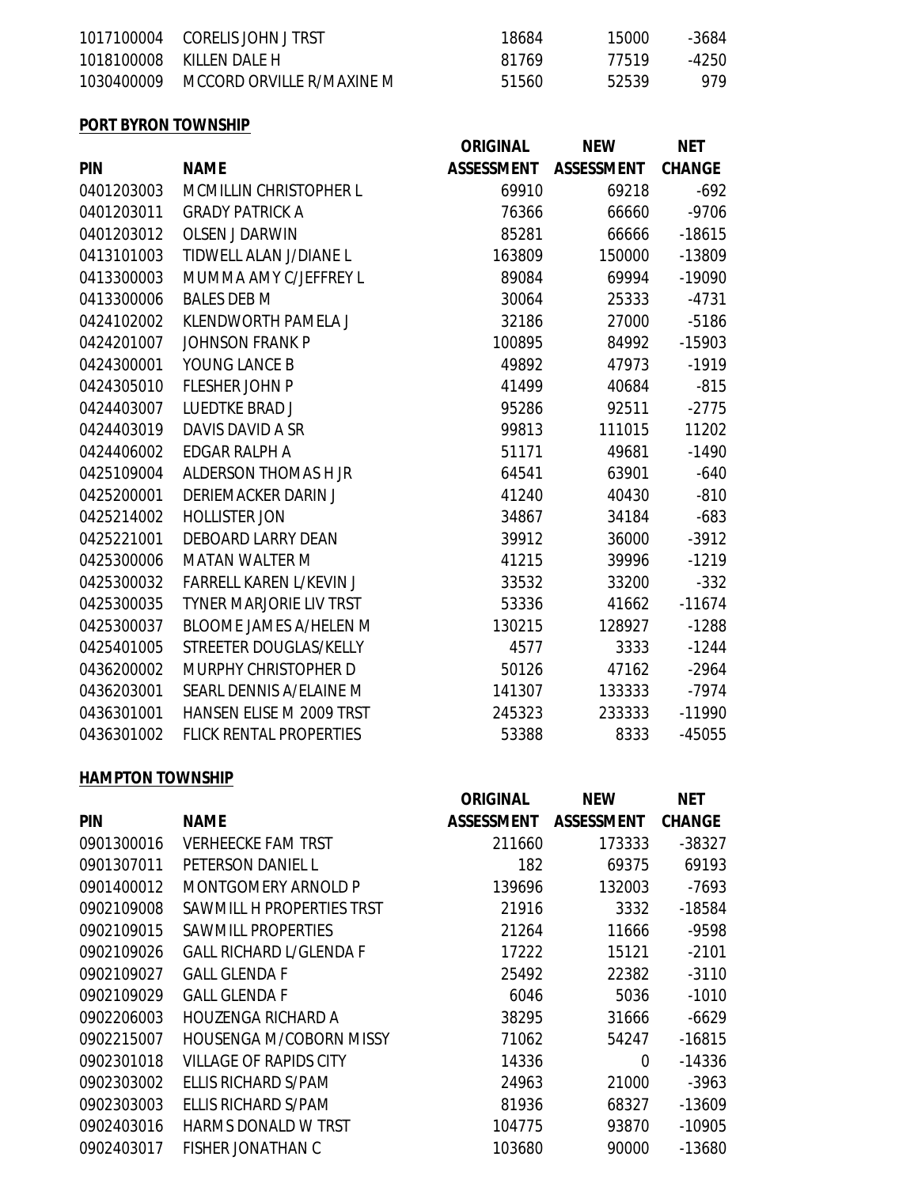| | | | | |
|---|---|---|---|---|
| 1017100004 | CORELIS JOHN J TRST | 18684 | 15000 | -3684 |
| 1018100008 | KILLEN DALE H | 81769 | 77519 | -4250 |
| 1030400009 | MCCORD ORVILLE R/MAXINE M | 51560 | 52539 | 979 |

**PORT BYRON TOWNSHIP**

| PIN | NAME | ORIGINAL ASSESSMENT | NEW ASSESSMENT | NET CHANGE |
|---|---|---|---|---|
| 0401203003 | MCMILLIN CHRISTOPHER L | 69910 | 69218 | -692 |
| 0401203011 | GRADY PATRICK A | 76366 | 66660 | -9706 |
| 0401203012 | OLSEN J DARWIN | 85281 | 66666 | -18615 |
| 0413101003 | TIDWELL ALAN J/DIANE L | 163809 | 150000 | -13809 |
| 0413300003 | MUMMA AMY C/JEFFREY L | 89084 | 69994 | -19090 |
| 0413300006 | BALES DEB M | 30064 | 25333 | -4731 |
| 0424102002 | KLENDWORTH PAMELA J | 32186 | 27000 | -5186 |
| 0424201007 | JOHNSON FRANK P | 100895 | 84992 | -15903 |
| 0424300001 | YOUNG LANCE B | 49892 | 47973 | -1919 |
| 0424305010 | FLESHER JOHN P | 41499 | 40684 | -815 |
| 0424403007 | LUEDTKE BRAD J | 95286 | 92511 | -2775 |
| 0424403019 | DAVIS DAVID A SR | 99813 | 111015 | 11202 |
| 0424406002 | EDGAR RALPH A | 51171 | 49681 | -1490 |
| 0425109004 | ALDERSON THOMAS H JR | 64541 | 63901 | -640 |
| 0425200001 | DERIEMACKER DARIN J | 41240 | 40430 | -810 |
| 0425214002 | HOLLISTER JON | 34867 | 34184 | -683 |
| 0425221001 | DEBOARD LARRY DEAN | 39912 | 36000 | -3912 |
| 0425300006 | MATAN WALTER M | 41215 | 39996 | -1219 |
| 0425300032 | FARRELL KAREN L/KEVIN J | 33532 | 33200 | -332 |
| 0425300035 | TYNER MARJORIE LIV TRST | 53336 | 41662 | -11674 |
| 0425300037 | BLOOME JAMES A/HELEN M | 130215 | 128927 | -1288 |
| 0425401005 | STREETER DOUGLAS/KELLY | 4577 | 3333 | -1244 |
| 0436200002 | MURPHY CHRISTOPHER D | 50126 | 47162 | -2964 |
| 0436203001 | SEARL DENNIS A/ELAINE M | 141307 | 133333 | -7974 |
| 0436301001 | HANSEN ELISE M 2009 TRST | 245323 | 233333 | -11990 |
| 0436301002 | FLICK RENTAL PROPERTIES | 53388 | 8333 | -45055 |

**HAMPTON TOWNSHIP**

| PIN | NAME | ORIGINAL ASSESSMENT | NEW ASSESSMENT | NET CHANGE |
|---|---|---|---|---|
| 0901300016 | VERHEECKE FAM TRST | 211660 | 173333 | -38327 |
| 0901307011 | PETERSON DANIEL L | 182 | 69375 | 69193 |
| 0901400012 | MONTGOMERY ARNOLD P | 139696 | 132003 | -7693 |
| 0902109008 | SAWMILL H PROPERTIES TRST | 21916 | 3332 | -18584 |
| 0902109015 | SAWMILL PROPERTIES | 21264 | 11666 | -9598 |
| 0902109026 | GALL RICHARD L/GLENDA F | 17222 | 15121 | -2101 |
| 0902109027 | GALL GLENDA F | 25492 | 22382 | -3110 |
| 0902109029 | GALL GLENDA F | 6046 | 5036 | -1010 |
| 0902206003 | HOUZENGA RICHARD A | 38295 | 31666 | -6629 |
| 0902215007 | HOUSENGA M/COBORN MISSY | 71062 | 54247 | -16815 |
| 0902301018 | VILLAGE OF RAPIDS CITY | 14336 | 0 | -14336 |
| 0902303002 | ELLIS RICHARD S/PAM | 24963 | 21000 | -3963 |
| 0902303003 | ELLIS RICHARD S/PAM | 81936 | 68327 | -13609 |
| 0902403016 | HARMS DONALD W TRST | 104775 | 93870 | -10905 |
| 0902403017 | FISHER JONATHAN C | 103680 | 90000 | -13680 |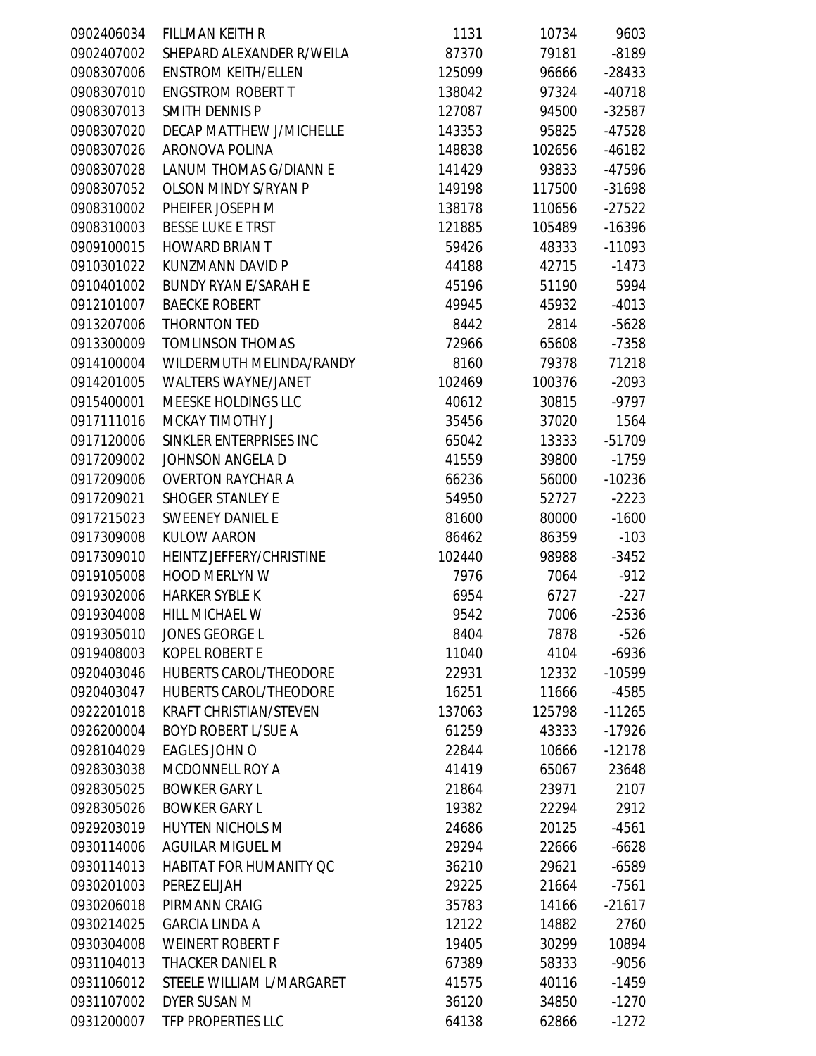| | | | | |
|---|---|---|---|---|
| 0902406034 | FILLMAN KEITH R | 1131 | 10734 | 9603 |
| 0902407002 | SHEPARD ALEXANDER R/WEILA | 87370 | 79181 | -8189 |
| 0908307006 | ENSTROM KEITH/ELLEN | 125099 | 96666 | -28433 |
| 0908307010 | ENGSTROM ROBERT T | 138042 | 97324 | -40718 |
| 0908307013 | SMITH DENNIS P | 127087 | 94500 | -32587 |
| 0908307020 | DECAP MATTHEW J/MICHELLE | 143353 | 95825 | -47528 |
| 0908307026 | ARONOVA POLINA | 148838 | 102656 | -46182 |
| 0908307028 | LANUM THOMAS G/DIANN E | 141429 | 93833 | -47596 |
| 0908307052 | OLSON MINDY S/RYAN P | 149198 | 117500 | -31698 |
| 0908310002 | PHEIFER JOSEPH M | 138178 | 110656 | -27522 |
| 0908310003 | BESSE LUKE E TRST | 121885 | 105489 | -16396 |
| 0909100015 | HOWARD BRIAN T | 59426 | 48333 | -11093 |
| 0910301022 | KUNZMANN DAVID P | 44188 | 42715 | -1473 |
| 0910401002 | BUNDY RYAN E/SARAH E | 45196 | 51190 | 5994 |
| 0912101007 | BAECKE ROBERT | 49945 | 45932 | -4013 |
| 0913207006 | THORNTON TED | 8442 | 2814 | -5628 |
| 0913300009 | TOMLINSON THOMAS | 72966 | 65608 | -7358 |
| 0914100004 | WILDERMUTH MELINDA/RANDY | 8160 | 79378 | 71218 |
| 0914201005 | WALTERS WAYNE/JANET | 102469 | 100376 | -2093 |
| 0915400001 | MEESKE HOLDINGS LLC | 40612 | 30815 | -9797 |
| 0917111016 | MCKAY TIMOTHY J | 35456 | 37020 | 1564 |
| 0917120006 | SINKLER ENTERPRISES INC | 65042 | 13333 | -51709 |
| 0917209002 | JOHNSON ANGELA D | 41559 | 39800 | -1759 |
| 0917209006 | OVERTON RAYCHAR A | 66236 | 56000 | -10236 |
| 0917209021 | SHOGER STANLEY E | 54950 | 52727 | -2223 |
| 0917215023 | SWEENEY DANIEL E | 81600 | 80000 | -1600 |
| 0917309008 | KULOW AARON | 86462 | 86359 | -103 |
| 0917309010 | HEINTZ JEFFERY/CHRISTINE | 102440 | 98988 | -3452 |
| 0919105008 | HOOD MERLYN W | 7976 | 7064 | -912 |
| 0919302006 | HARKER SYBLE K | 6954 | 6727 | -227 |
| 0919304008 | HILL MICHAEL W | 9542 | 7006 | -2536 |
| 0919305010 | JONES GEORGE L | 8404 | 7878 | -526 |
| 0919408003 | KOPEL ROBERT E | 11040 | 4104 | -6936 |
| 0920403046 | HUBERTS CAROL/THEODORE | 22931 | 12332 | -10599 |
| 0920403047 | HUBERTS CAROL/THEODORE | 16251 | 11666 | -4585 |
| 0922201018 | KRAFT CHRISTIAN/STEVEN | 137063 | 125798 | -11265 |
| 0926200004 | BOYD ROBERT L/SUE A | 61259 | 43333 | -17926 |
| 0928104029 | EAGLES JOHN O | 22844 | 10666 | -12178 |
| 0928303038 | MCDONNELL ROY A | 41419 | 65067 | 23648 |
| 0928305025 | BOWKER GARY L | 21864 | 23971 | 2107 |
| 0928305026 | BOWKER GARY L | 19382 | 22294 | 2912 |
| 0929203019 | HUYTEN NICHOLS M | 24686 | 20125 | -4561 |
| 0930114006 | AGUILAR MIGUEL M | 29294 | 22666 | -6628 |
| 0930114013 | HABITAT FOR HUMANITY QC | 36210 | 29621 | -6589 |
| 0930201003 | PEREZ ELIJAH | 29225 | 21664 | -7561 |
| 0930206018 | PIRMANN CRAIG | 35783 | 14166 | -21617 |
| 0930214025 | GARCIA LINDA A | 12122 | 14882 | 2760 |
| 0930304008 | WEINERT ROBERT F | 19405 | 30299 | 10894 |
| 0931104013 | THACKER DANIEL R | 67389 | 58333 | -9056 |
| 0931106012 | STEELE WILLIAM L/MARGARET | 41575 | 40116 | -1459 |
| 0931107002 | DYER SUSAN M | 36120 | 34850 | -1270 |
| 0931200007 | TFP PROPERTIES LLC | 64138 | 62866 | -1272 |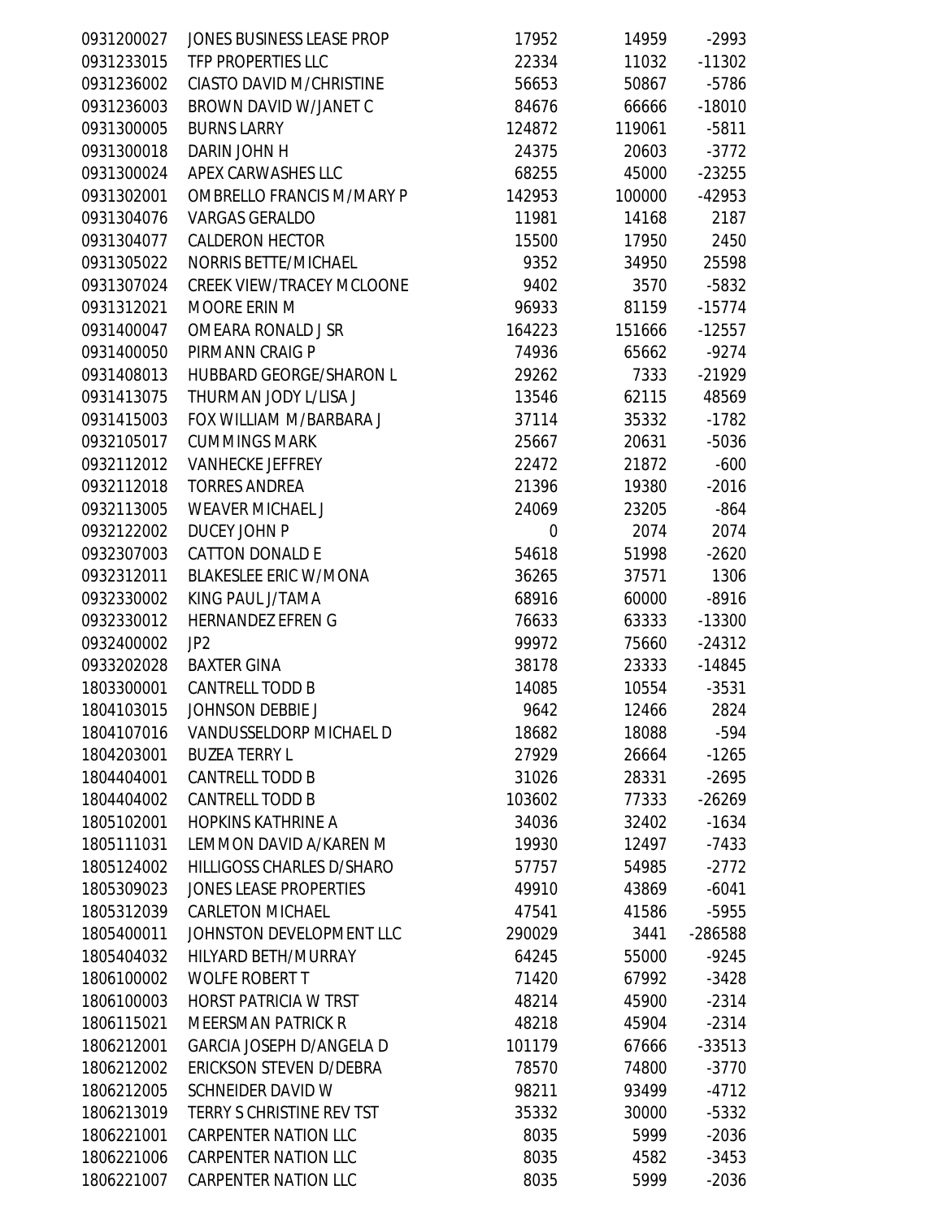| | | | | |
|---|---|---|---|---|
| 0931200027 | JONES BUSINESS LEASE PROP | 17952 | 14959 | -2993 |
| 0931233015 | TFP PROPERTIES LLC | 22334 | 11032 | -11302 |
| 0931236002 | CIASTO DAVID M/CHRISTINE | 56653 | 50867 | -5786 |
| 0931236003 | BROWN DAVID W/JANET C | 84676 | 66666 | -18010 |
| 0931300005 | BURNS LARRY | 124872 | 119061 | -5811 |
| 0931300018 | DARIN JOHN H | 24375 | 20603 | -3772 |
| 0931300024 | APEX CARWASHES LLC | 68255 | 45000 | -23255 |
| 0931302001 | OMBRELLO FRANCIS M/MARY P | 142953 | 100000 | -42953 |
| 0931304076 | VARGAS GERALDO | 11981 | 14168 | 2187 |
| 0931304077 | CALDERON HECTOR | 15500 | 17950 | 2450 |
| 0931305022 | NORRIS BETTE/MICHAEL | 9352 | 34950 | 25598 |
| 0931307024 | CREEK VIEW/TRACEY MCLOONE | 9402 | 3570 | -5832 |
| 0931312021 | MOORE ERIN M | 96933 | 81159 | -15774 |
| 0931400047 | OMEARA RONALD J SR | 164223 | 151666 | -12557 |
| 0931400050 | PIRMANN CRAIG P | 74936 | 65662 | -9274 |
| 0931408013 | HUBBARD GEORGE/SHARON L | 29262 | 7333 | -21929 |
| 0931413075 | THURMAN JODY L/LISA J | 13546 | 62115 | 48569 |
| 0931415003 | FOX WILLIAM M/BARBARA J | 37114 | 35332 | -1782 |
| 0932105017 | CUMMINGS MARK | 25667 | 20631 | -5036 |
| 0932112012 | VANHECKE JEFFREY | 22472 | 21872 | -600 |
| 0932112018 | TORRES ANDREA | 21396 | 19380 | -2016 |
| 0932113005 | WEAVER MICHAEL J | 24069 | 23205 | -864 |
| 0932122002 | DUCEY JOHN P | 0 | 2074 | 2074 |
| 0932307003 | CATTON DONALD E | 54618 | 51998 | -2620 |
| 0932312011 | BLAKESLEE ERIC W/MONA | 36265 | 37571 | 1306 |
| 0932330002 | KING PAUL J/TAMA | 68916 | 60000 | -8916 |
| 0932330012 | HERNANDEZ EFREN G | 76633 | 63333 | -13300 |
| 0932400002 | JP2 | 99972 | 75660 | -24312 |
| 0933202028 | BAXTER GINA | 38178 | 23333 | -14845 |
| 1803300001 | CANTRELL TODD B | 14085 | 10554 | -3531 |
| 1804103015 | JOHNSON DEBBIE J | 9642 | 12466 | 2824 |
| 1804107016 | VANDUSSELDORP MICHAEL D | 18682 | 18088 | -594 |
| 1804203001 | BUZEA TERRY L | 27929 | 26664 | -1265 |
| 1804404001 | CANTRELL TODD B | 31026 | 28331 | -2695 |
| 1804404002 | CANTRELL TODD B | 103602 | 77333 | -26269 |
| 1805102001 | HOPKINS KATHRINE A | 34036 | 32402 | -1634 |
| 1805111031 | LEMMON DAVID A/KAREN M | 19930 | 12497 | -7433 |
| 1805124002 | HILLIGOSS CHARLES D/SHARO | 57757 | 54985 | -2772 |
| 1805309023 | JONES LEASE PROPERTIES | 49910 | 43869 | -6041 |
| 1805312039 | CARLETON MICHAEL | 47541 | 41586 | -5955 |
| 1805400011 | JOHNSTON DEVELOPMENT LLC | 290029 | 3441 | -286588 |
| 1805404032 | HILYARD BETH/MURRAY | 64245 | 55000 | -9245 |
| 1806100002 | WOLFE ROBERT T | 71420 | 67992 | -3428 |
| 1806100003 | HORST PATRICIA W TRST | 48214 | 45900 | -2314 |
| 1806115021 | MEERSMAN PATRICK R | 48218 | 45904 | -2314 |
| 1806212001 | GARCIA JOSEPH D/ANGELA D | 101179 | 67666 | -33513 |
| 1806212002 | ERICKSON STEVEN D/DEBRA | 78570 | 74800 | -3770 |
| 1806212005 | SCHNEIDER DAVID W | 98211 | 93499 | -4712 |
| 1806213019 | TERRY S CHRISTINE REV TST | 35332 | 30000 | -5332 |
| 1806221001 | CARPENTER NATION LLC | 8035 | 5999 | -2036 |
| 1806221006 | CARPENTER NATION LLC | 8035 | 4582 | -3453 |
| 1806221007 | CARPENTER NATION LLC | 8035 | 5999 | -2036 |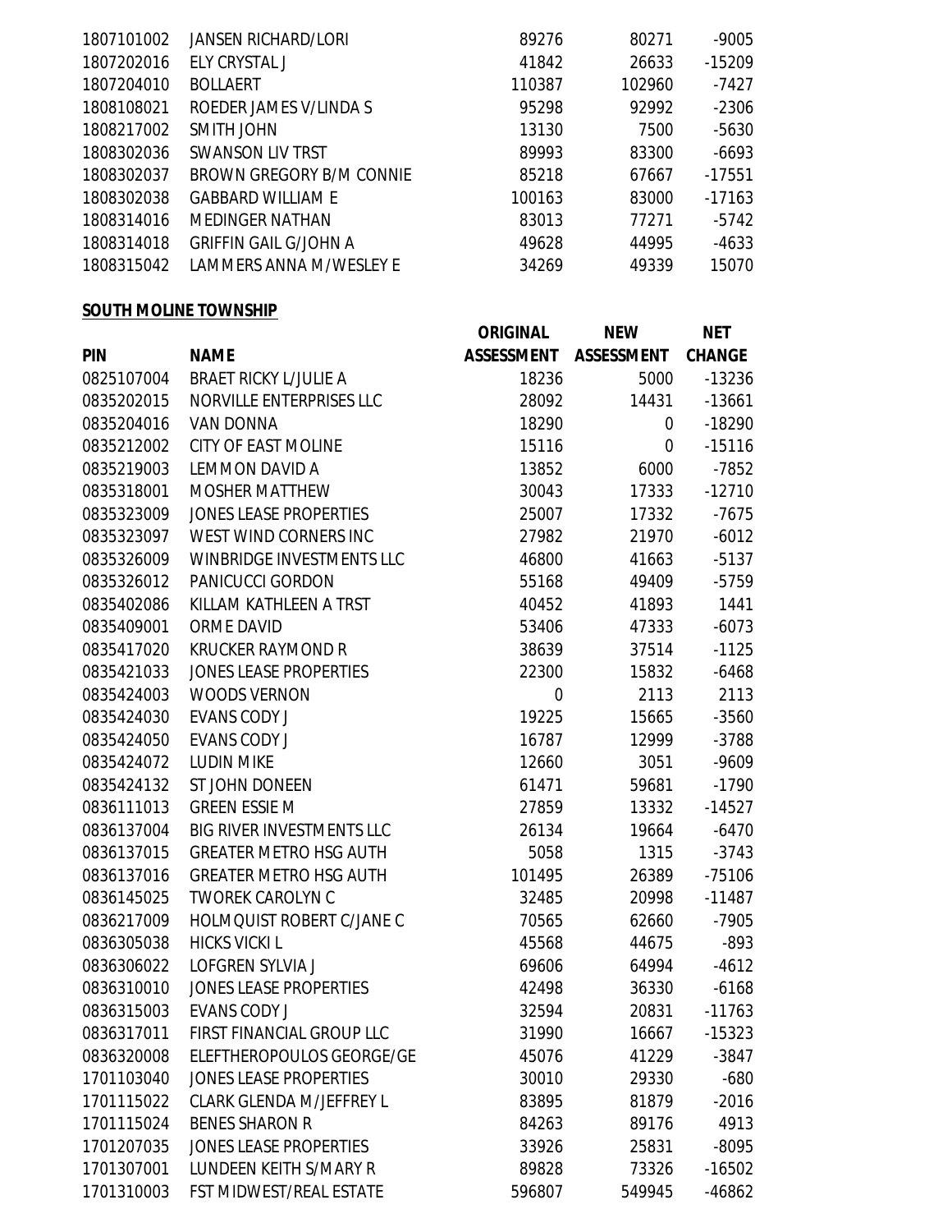| | | | | |
|---|---|---|---|---|
| 1807101002 | JANSEN RICHARD/LORI | 89276 | 80271 | -9005 |
| 1807202016 | ELY CRYSTAL J | 41842 | 26633 | -15209 |
| 1807204010 | BOLLAERT | 110387 | 102960 | -7427 |
| 1808108021 | ROEDER JAMES V/LINDA S | 95298 | 92992 | -2306 |
| 1808217002 | SMITH JOHN | 13130 | 7500 | -5630 |
| 1808302036 | SWANSON LIV TRST | 89993 | 83300 | -6693 |
| 1808302037 | BROWN GREGORY B/M CONNIE | 85218 | 67667 | -17551 |
| 1808302038 | GABBARD WILLIAM E | 100163 | 83000 | -17163 |
| 1808314016 | MEDINGER NATHAN | 83013 | 77271 | -5742 |
| 1808314018 | GRIFFIN GAIL G/JOHN A | 49628 | 44995 | -4633 |
| 1808315042 | LAMMERS ANNA M/WESLEY E | 34269 | 49339 | 15070 |

**SOUTH MOLINE TOWNSHIP**

| PIN | NAME | ORIGINAL ASSESSMENT | NEW ASSESSMENT | NET CHANGE |
|---|---|---|---|---|
| 0825107004 | BRAET RICKY L/JULIE A | 18236 | 5000 | -13236 |
| 0835202015 | NORVILLE ENTERPRISES LLC | 28092 | 14431 | -13661 |
| 0835204016 | VAN DONNA | 18290 | 0 | -18290 |
| 0835212002 | CITY OF EAST MOLINE | 15116 | 0 | -15116 |
| 0835219003 | LEMMON DAVID A | 13852 | 6000 | -7852 |
| 0835318001 | MOSHER MATTHEW | 30043 | 17333 | -12710 |
| 0835323009 | JONES LEASE PROPERTIES | 25007 | 17332 | -7675 |
| 0835323097 | WEST WIND CORNERS INC | 27982 | 21970 | -6012 |
| 0835326009 | WINBRIDGE INVESTMENTS LLC | 46800 | 41663 | -5137 |
| 0835326012 | PANICUCCI GORDON | 55168 | 49409 | -5759 |
| 0835402086 | KILLAM KATHLEEN A TRST | 40452 | 41893 | 1441 |
| 0835409001 | ORME DAVID | 53406 | 47333 | -6073 |
| 0835417020 | KRUCKER RAYMOND R | 38639 | 37514 | -1125 |
| 0835421033 | JONES LEASE PROPERTIES | 22300 | 15832 | -6468 |
| 0835424003 | WOODS VERNON | 0 | 2113 | 2113 |
| 0835424030 | EVANS CODY J | 19225 | 15665 | -3560 |
| 0835424050 | EVANS CODY J | 16787 | 12999 | -3788 |
| 0835424072 | LUDIN MIKE | 12660 | 3051 | -9609 |
| 0835424132 | ST JOHN DONEEN | 61471 | 59681 | -1790 |
| 0836111013 | GREEN ESSIE M | 27859 | 13332 | -14527 |
| 0836137004 | BIG RIVER INVESTMENTS LLC | 26134 | 19664 | -6470 |
| 0836137015 | GREATER METRO HSG AUTH | 5058 | 1315 | -3743 |
| 0836137016 | GREATER METRO HSG AUTH | 101495 | 26389 | -75106 |
| 0836145025 | TWOREK CAROLYN C | 32485 | 20998 | -11487 |
| 0836217009 | HOLMQUIST ROBERT C/JANE C | 70565 | 62660 | -7905 |
| 0836305038 | HICKS VICKI L | 45568 | 44675 | -893 |
| 0836306022 | LOFGREN SYLVIA J | 69606 | 64994 | -4612 |
| 0836310010 | JONES LEASE PROPERTIES | 42498 | 36330 | -6168 |
| 0836315003 | EVANS CODY J | 32594 | 20831 | -11763 |
| 0836317011 | FIRST FINANCIAL GROUP LLC | 31990 | 16667 | -15323 |
| 0836320008 | ELEFTHEROPOULOS GEORGE/GE | 45076 | 41229 | -3847 |
| 1701103040 | JONES LEASE PROPERTIES | 30010 | 29330 | -680 |
| 1701115022 | CLARK GLENDA M/JEFFREY L | 83895 | 81879 | -2016 |
| 1701115024 | BENES SHARON R | 84263 | 89176 | 4913 |
| 1701207035 | JONES LEASE PROPERTIES | 33926 | 25831 | -8095 |
| 1701307001 | LUNDEEN KEITH S/MARY R | 89828 | 73326 | -16502 |
| 1701310003 | FST MIDWEST/REAL ESTATE | 596807 | 549945 | -46862 |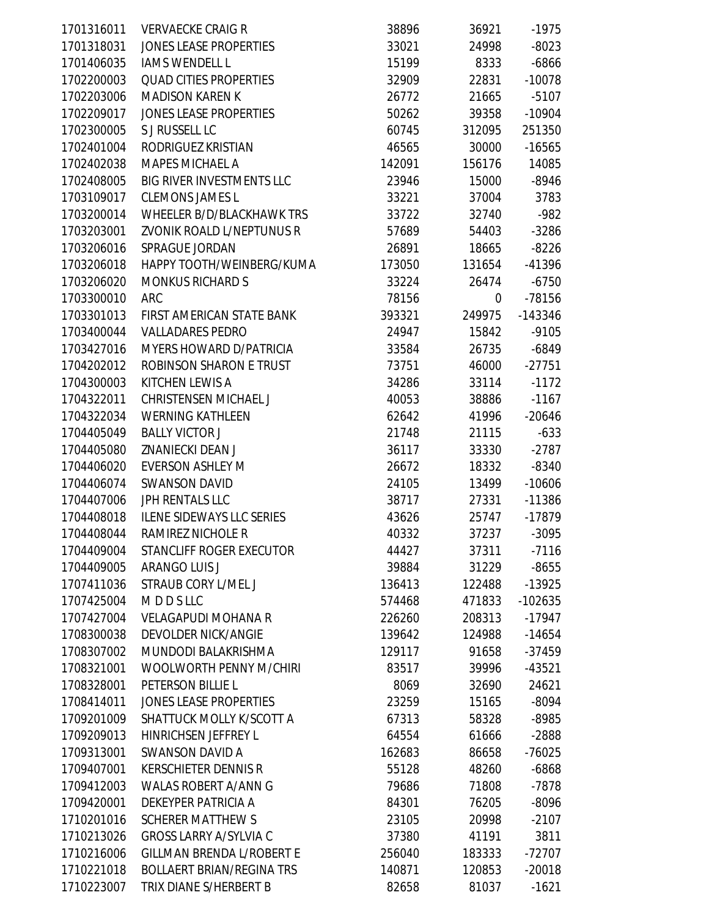| | | | | |
|---|---|---|---|---|
| 1701316011 | VERVAECKE CRAIG R | 38896 | 36921 | -1975 |
| 1701318031 | JONES LEASE PROPERTIES | 33021 | 24998 | -8023 |
| 1701406035 | IAMS WENDELL L | 15199 | 8333 | -6866 |
| 1702200003 | QUAD CITIES PROPERTIES | 32909 | 22831 | -10078 |
| 1702203006 | MADISON KAREN K | 26772 | 21665 | -5107 |
| 1702209017 | JONES LEASE PROPERTIES | 50262 | 39358 | -10904 |
| 1702300005 | S J RUSSELL LC | 60745 | 312095 | 251350 |
| 1702401004 | RODRIGUEZ KRISTIAN | 46565 | 30000 | -16565 |
| 1702402038 | MAPES MICHAEL A | 142091 | 156176 | 14085 |
| 1702408005 | BIG RIVER INVESTMENTS LLC | 23946 | 15000 | -8946 |
| 1703109017 | CLEMONS JAMES L | 33221 | 37004 | 3783 |
| 1703200014 | WHEELER B/D/BLACKHAWK TRS | 33722 | 32740 | -982 |
| 1703203001 | ZVONIK ROALD L/NEPTUNUS R | 57689 | 54403 | -3286 |
| 1703206016 | SPRAGUE JORDAN | 26891 | 18665 | -8226 |
| 1703206018 | HAPPY TOOTH/WEINBERG/KUMA | 173050 | 131654 | -41396 |
| 1703206020 | MONKUS RICHARD S | 33224 | 26474 | -6750 |
| 1703300010 | ARC | 78156 | 0 | -78156 |
| 1703301013 | FIRST AMERICAN STATE BANK | 393321 | 249975 | -143346 |
| 1703400044 | VALLADARES PEDRO | 24947 | 15842 | -9105 |
| 1703427016 | MYERS HOWARD D/PATRICIA | 33584 | 26735 | -6849 |
| 1704202012 | ROBINSON SHARON E TRUST | 73751 | 46000 | -27751 |
| 1704300003 | KITCHEN LEWIS A | 34286 | 33114 | -1172 |
| 1704322011 | CHRISTENSEN MICHAEL J | 40053 | 38886 | -1167 |
| 1704322034 | WERNING KATHLEEN | 62642 | 41996 | -20646 |
| 1704405049 | BALLY VICTOR J | 21748 | 21115 | -633 |
| 1704405080 | ZNANIECKI DEAN J | 36117 | 33330 | -2787 |
| 1704406020 | EVERSON ASHLEY M | 26672 | 18332 | -8340 |
| 1704406074 | SWANSON DAVID | 24105 | 13499 | -10606 |
| 1704407006 | JPH RENTALS LLC | 38717 | 27331 | -11386 |
| 1704408018 | ILENE SIDEWAYS LLC SERIES | 43626 | 25747 | -17879 |
| 1704408044 | RAMIREZ NICHOLE R | 40332 | 37237 | -3095 |
| 1704409004 | STANCLIFF ROGER EXECUTOR | 44427 | 37311 | -7116 |
| 1704409005 | ARANGO LUIS J | 39884 | 31229 | -8655 |
| 1707411036 | STRAUB CORY L/MEL J | 136413 | 122488 | -13925 |
| 1707425004 | M D D S LLC | 574468 | 471833 | -102635 |
| 1707427004 | VELAGAPUDI MOHANA R | 226260 | 208313 | -17947 |
| 1708300038 | DEVOLDER NICK/ANGIE | 139642 | 124988 | -14654 |
| 1708307002 | MUNDODI BALAKRISHMA | 129117 | 91658 | -37459 |
| 1708321001 | WOOLWORTH PENNY M/CHIRI | 83517 | 39996 | -43521 |
| 1708328001 | PETERSON BILLIE L | 8069 | 32690 | 24621 |
| 1708414011 | JONES LEASE PROPERTIES | 23259 | 15165 | -8094 |
| 1709201009 | SHATTUCK MOLLY K/SCOTT A | 67313 | 58328 | -8985 |
| 1709209013 | HINRICHSEN JEFFREY L | 64554 | 61666 | -2888 |
| 1709313001 | SWANSON DAVID A | 162683 | 86658 | -76025 |
| 1709407001 | KERSCHIETER DENNIS R | 55128 | 48260 | -6868 |
| 1709412003 | WALAS ROBERT A/ANN G | 79686 | 71808 | -7878 |
| 1709420001 | DEKEYPER PATRICIA A | 84301 | 76205 | -8096 |
| 1710201016 | SCHERER MATTHEW S | 23105 | 20998 | -2107 |
| 1710213026 | GROSS LARRY A/SYLVIA C | 37380 | 41191 | 3811 |
| 1710216006 | GILLMAN BRENDA L/ROBERT E | 256040 | 183333 | -72707 |
| 1710221018 | BOLLAERT BRIAN/REGINA TRS | 140871 | 120853 | -20018 |
| 1710223007 | TRIX DIANE S/HERBERT B | 82658 | 81037 | -1621 |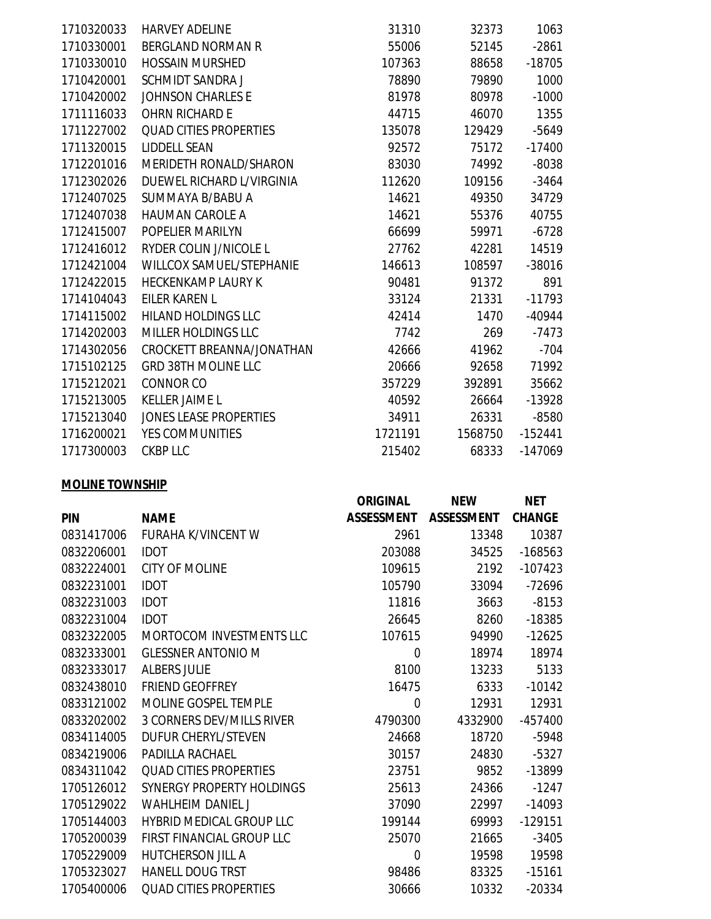| PIN | NAME | ORIGINAL ASSESSMENT | NEW ASSESSMENT | NET CHANGE |
|---|---|---|---|---|
| 1710320033 | HARVEY ADELINE | 31310 | 32373 | 1063 |
| 1710330001 | BERGLAND NORMAN R | 55006 | 52145 | -2861 |
| 1710330010 | HOSSAIN MURSHED | 107363 | 88658 | -18705 |
| 1710420001 | SCHMIDT SANDRA J | 78890 | 79890 | 1000 |
| 1710420002 | JOHNSON CHARLES E | 81978 | 80978 | -1000 |
| 1711116033 | OHRN RICHARD E | 44715 | 46070 | 1355 |
| 1711227002 | QUAD CITIES PROPERTIES | 135078 | 129429 | -5649 |
| 1711320015 | LIDDELL SEAN | 92572 | 75172 | -17400 |
| 1712201016 | MERIDETH RONALD/SHARON | 83030 | 74992 | -8038 |
| 1712302026 | DUEWEL RICHARD L/VIRGINIA | 112620 | 109156 | -3464 |
| 1712407025 | SUMMAYA B/BABU A | 14621 | 49350 | 34729 |
| 1712407038 | HAUMAN CAROLE A | 14621 | 55376 | 40755 |
| 1712415007 | POPELIER MARILYN | 66699 | 59971 | -6728 |
| 1712416012 | RYDER COLIN J/NICOLE L | 27762 | 42281 | 14519 |
| 1712421004 | WILLCOX SAMUEL/STEPHANIE | 146613 | 108597 | -38016 |
| 1712422015 | HECKENKAMP LAURY K | 90481 | 91372 | 891 |
| 1714104043 | EILER KAREN L | 33124 | 21331 | -11793 |
| 1714115002 | HILAND HOLDINGS LLC | 42414 | 1470 | -40944 |
| 1714202003 | MILLER HOLDINGS LLC | 7742 | 269 | -7473 |
| 1714302056 | CROCKETT BREANNA/JONATHAN | 42666 | 41962 | -704 |
| 1715102125 | GRD 38TH MOLINE LLC | 20666 | 92658 | 71992 |
| 1715212021 | CONNOR CO | 357229 | 392891 | 35662 |
| 1715213005 | KELLER JAIME L | 40592 | 26664 | -13928 |
| 1715213040 | JONES LEASE PROPERTIES | 34911 | 26331 | -8580 |
| 1716200021 | YES COMMUNITIES | 1721191 | 1568750 | -152441 |
| 1717300003 | CKBP LLC | 215402 | 68333 | -147069 |

**MOLINE TOWNSHIP**

| PIN | NAME | ORIGINAL ASSESSMENT | NEW ASSESSMENT | NET CHANGE |
|---|---|---|---|---|
| 0831417006 | FURAHA K/VINCENT W | 2961 | 13348 | 10387 |
| 0832206001 | IDOT | 203088 | 34525 | -168563 |
| 0832224001 | CITY OF MOLINE | 109615 | 2192 | -107423 |
| 0832231001 | IDOT | 105790 | 33094 | -72696 |
| 0832231003 | IDOT | 11816 | 3663 | -8153 |
| 0832231004 | IDOT | 26645 | 8260 | -18385 |
| 0832322005 | MORTOCOM INVESTMENTS LLC | 107615 | 94990 | -12625 |
| 0832333001 | GLESSNER ANTONIO M | 0 | 18974 | 18974 |
| 0832333017 | ALBERS JULIE | 8100 | 13233 | 5133 |
| 0832438010 | FRIEND GEOFFREY | 16475 | 6333 | -10142 |
| 0833121002 | MOLINE GOSPEL TEMPLE | 0 | 12931 | 12931 |
| 0833202002 | 3 CORNERS DEV/MILLS RIVER | 4790300 | 4332900 | -457400 |
| 0834114005 | DUFUR CHERYL/STEVEN | 24668 | 18720 | -5948 |
| 0834219006 | PADILLA RACHAEL | 30157 | 24830 | -5327 |
| 0834311042 | QUAD CITIES PROPERTIES | 23751 | 9852 | -13899 |
| 1705126012 | SYNERGY PROPERTY HOLDINGS | 25613 | 24366 | -1247 |
| 1705129022 | WAHLHEIM DANIEL J | 37090 | 22997 | -14093 |
| 1705144003 | HYBRID MEDICAL GROUP LLC | 199144 | 69993 | -129151 |
| 1705200039 | FIRST FINANCIAL GROUP LLC | 25070 | 21665 | -3405 |
| 1705229009 | HUTCHERSON JILL A | 0 | 19598 | 19598 |
| 1705323027 | HANELL DOUG TRST | 98486 | 83325 | -15161 |
| 1705400006 | QUAD CITIES PROPERTIES | 30666 | 10332 | -20334 |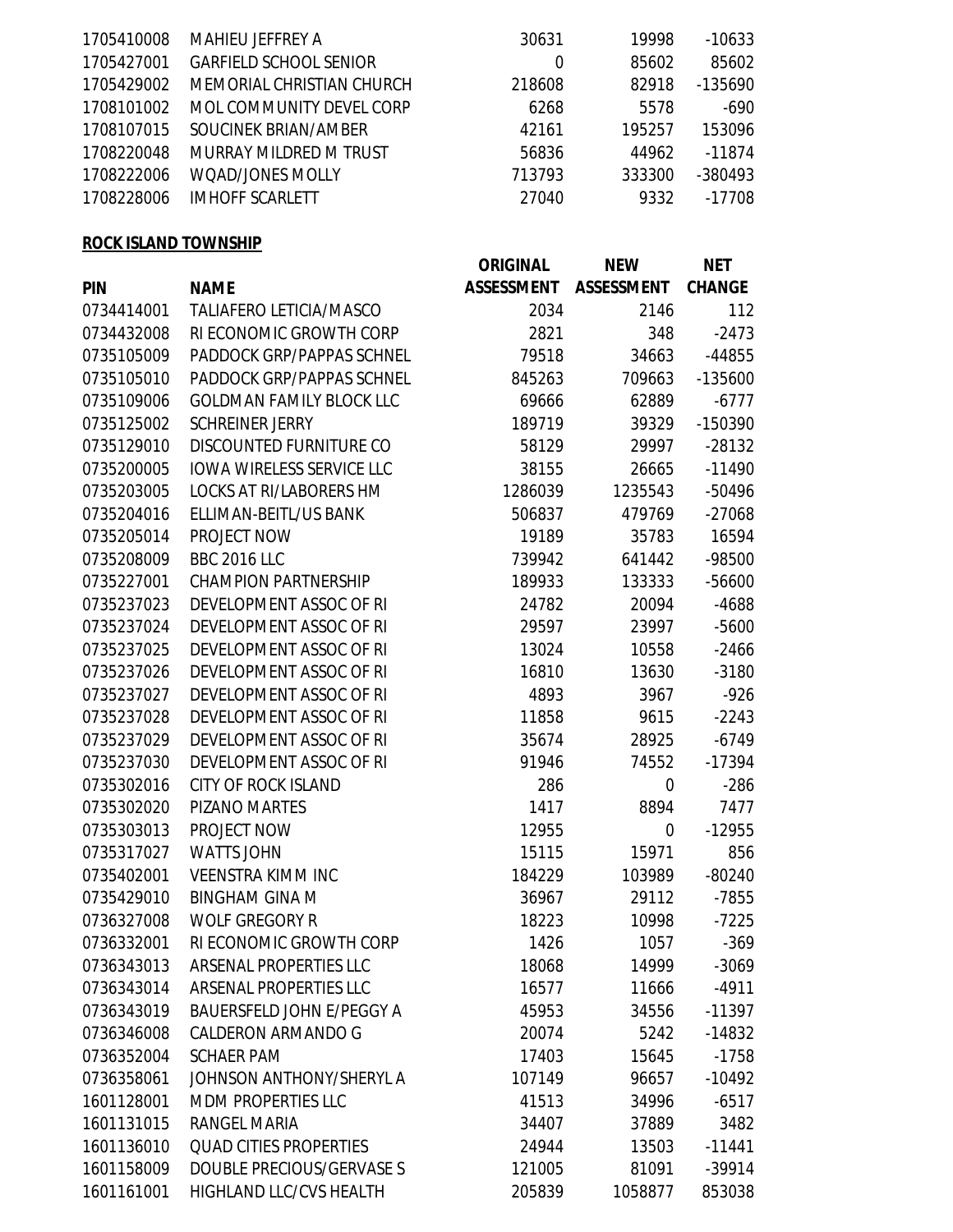| | | | | |
|---|---|---|---|---|
| 1705410008 | MAHIEU JEFFREY A | 30631 | 19998 | -10633 |
| 1705427001 | GARFIELD SCHOOL SENIOR | 0 | 85602 | 85602 |
| 1705429002 | MEMORIAL CHRISTIAN CHURCH | 218608 | 82918 | -135690 |
| 1708101002 | MOL COMMUNITY DEVEL CORP | 6268 | 5578 | -690 |
| 1708107015 | SOUCINEK BRIAN/AMBER | 42161 | 195257 | 153096 |
| 1708220048 | MURRAY MILDRED M TRUST | 56836 | 44962 | -11874 |
| 1708222006 | WQAD/JONES MOLLY | 713793 | 333300 | -380493 |
| 1708228006 | IMHOFF SCARLETT | 27040 | 9332 | -17708 |

**ROCK ISLAND TOWNSHIP**

| PIN | NAME | ORIGINAL ASSESSMENT | NEW ASSESSMENT | NET CHANGE |
|---|---|---|---|---|
| 0734414001 | TALIAFERO LETICIA/MASCO | 2034 | 2146 | 112 |
| 0734432008 | RI ECONOMIC GROWTH CORP | 2821 | 348 | -2473 |
| 0735105009 | PADDOCK GRP/PAPPAS SCHNEL | 79518 | 34663 | -44855 |
| 0735105010 | PADDOCK GRP/PAPPAS SCHNEL | 845263 | 709663 | -135600 |
| 0735109006 | GOLDMAN FAMILY BLOCK LLC | 69666 | 62889 | -6777 |
| 0735125002 | SCHREINER JERRY | 189719 | 39329 | -150390 |
| 0735129010 | DISCOUNTED FURNITURE CO | 58129 | 29997 | -28132 |
| 0735200005 | IOWA WIRELESS SERVICE LLC | 38155 | 26665 | -11490 |
| 0735203005 | LOCKS AT RI/LABORERS HM | 1286039 | 1235543 | -50496 |
| 0735204016 | ELLIMAN-BEITL/US BANK | 506837 | 479769 | -27068 |
| 0735205014 | PROJECT NOW | 19189 | 35783 | 16594 |
| 0735208009 | BBC 2016 LLC | 739942 | 641442 | -98500 |
| 0735227001 | CHAMPION PARTNERSHIP | 189933 | 133333 | -56600 |
| 0735237023 | DEVELOPMENT ASSOC OF RI | 24782 | 20094 | -4688 |
| 0735237024 | DEVELOPMENT ASSOC OF RI | 29597 | 23997 | -5600 |
| 0735237025 | DEVELOPMENT ASSOC OF RI | 13024 | 10558 | -2466 |
| 0735237026 | DEVELOPMENT ASSOC OF RI | 16810 | 13630 | -3180 |
| 0735237027 | DEVELOPMENT ASSOC OF RI | 4893 | 3967 | -926 |
| 0735237028 | DEVELOPMENT ASSOC OF RI | 11858 | 9615 | -2243 |
| 0735237029 | DEVELOPMENT ASSOC OF RI | 35674 | 28925 | -6749 |
| 0735237030 | DEVELOPMENT ASSOC OF RI | 91946 | 74552 | -17394 |
| 0735302016 | CITY OF ROCK ISLAND | 286 | 0 | -286 |
| 0735302020 | PIZANO MARTES | 1417 | 8894 | 7477 |
| 0735303013 | PROJECT NOW | 12955 | 0 | -12955 |
| 0735317027 | WATTS JOHN | 15115 | 15971 | 856 |
| 0735402001 | VEENSTRA KIMM INC | 184229 | 103989 | -80240 |
| 0735429010 | BINGHAM GINA M | 36967 | 29112 | -7855 |
| 0736327008 | WOLF GREGORY R | 18223 | 10998 | -7225 |
| 0736332001 | RI ECONOMIC GROWTH CORP | 1426 | 1057 | -369 |
| 0736343013 | ARSENAL PROPERTIES LLC | 18068 | 14999 | -3069 |
| 0736343014 | ARSENAL PROPERTIES LLC | 16577 | 11666 | -4911 |
| 0736343019 | BAUERSFELD JOHN E/PEGGY A | 45953 | 34556 | -11397 |
| 0736346008 | CALDERON ARMANDO G | 20074 | 5242 | -14832 |
| 0736352004 | SCHAER PAM | 17403 | 15645 | -1758 |
| 0736358061 | JOHNSON ANTHONY/SHERYL A | 107149 | 96657 | -10492 |
| 1601128001 | MDM PROPERTIES LLC | 41513 | 34996 | -6517 |
| 1601131015 | RANGEL MARIA | 34407 | 37889 | 3482 |
| 1601136010 | QUAD CITIES PROPERTIES | 24944 | 13503 | -11441 |
| 1601158009 | DOUBLE PRECIOUS/GERVASE S | 121005 | 81091 | -39914 |
| 1601161001 | HIGHLAND LLC/CVS HEALTH | 205839 | 1058877 | 853038 |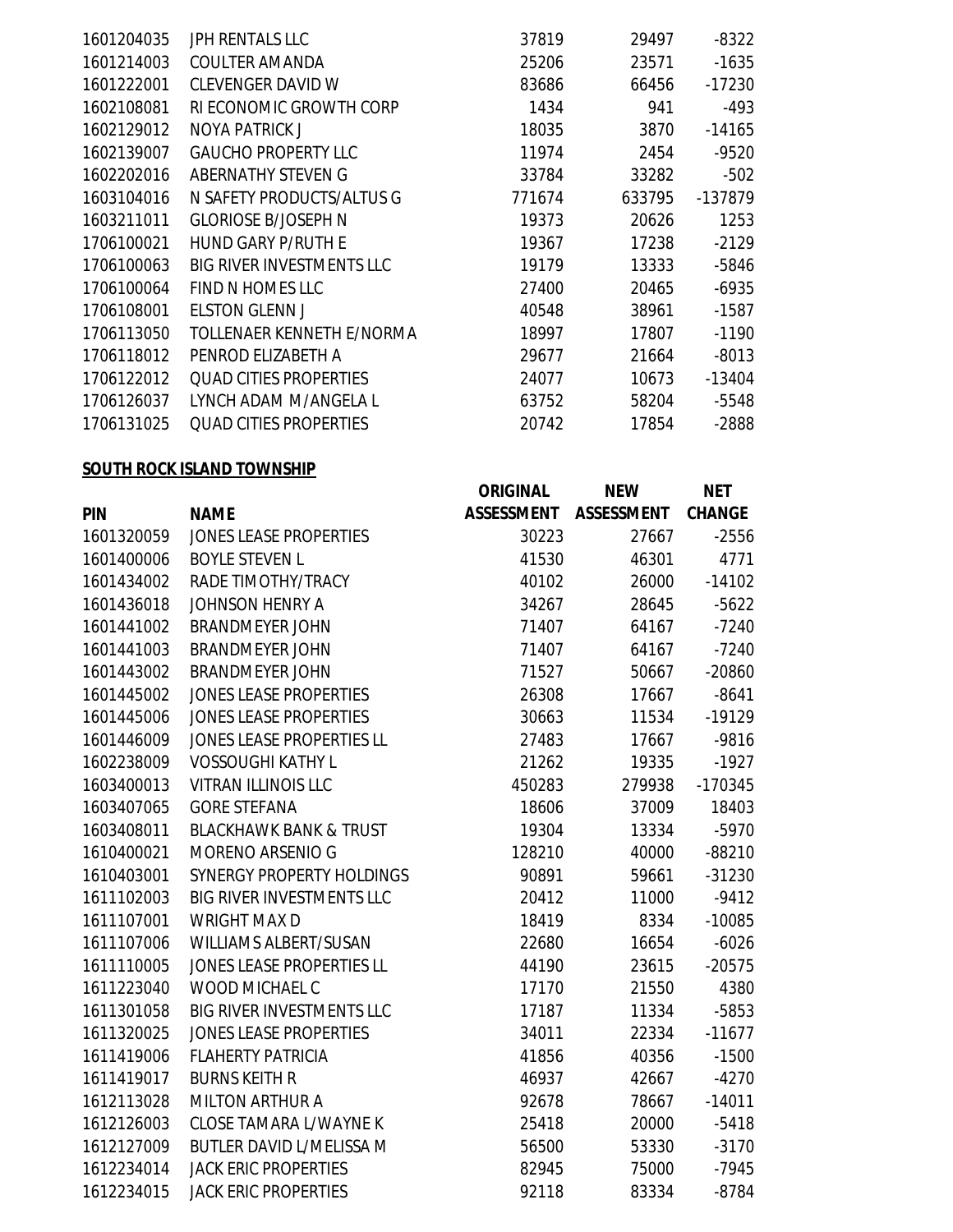| PIN | NAME | ORIGINAL ASSESSMENT | NEW ASSESSMENT | NET CHANGE |
|---|---|---|---|---|
| 1601204035 | JPH RENTALS LLC | 37819 | 29497 | -8322 |
| 1601214003 | COULTER AMANDA | 25206 | 23571 | -1635 |
| 1601222001 | CLEVENGER DAVID W | 83686 | 66456 | -17230 |
| 1602108081 | RI ECONOMIC GROWTH CORP | 1434 | 941 | -493 |
| 1602129012 | NOYA PATRICK J | 18035 | 3870 | -14165 |
| 1602139007 | GAUCHO PROPERTY LLC | 11974 | 2454 | -9520 |
| 1602202016 | ABERNATHY STEVEN G | 33784 | 33282 | -502 |
| 1603104016 | N SAFETY PRODUCTS/ALTUS G | 771674 | 633795 | -137879 |
| 1603211011 | GLORIOSE B/JOSEPH N | 19373 | 20626 | 1253 |
| 1706100021 | HUND GARY P/RUTH E | 19367 | 17238 | -2129 |
| 1706100063 | BIG RIVER INVESTMENTS LLC | 19179 | 13333 | -5846 |
| 1706100064 | FIND N HOMES LLC | 27400 | 20465 | -6935 |
| 1706108001 | ELSTON GLENN J | 40548 | 38961 | -1587 |
| 1706113050 | TOLLENAER KENNETH E/NORMA | 18997 | 17807 | -1190 |
| 1706118012 | PENROD ELIZABETH A | 29677 | 21664 | -8013 |
| 1706122012 | QUAD CITIES PROPERTIES | 24077 | 10673 | -13404 |
| 1706126037 | LYNCH ADAM M/ANGELA L | 63752 | 58204 | -5548 |
| 1706131025 | QUAD CITIES PROPERTIES | 20742 | 17854 | -2888 |

**SOUTH ROCK ISLAND TOWNSHIP**

| PIN | NAME | ORIGINAL ASSESSMENT | NEW ASSESSMENT | NET CHANGE |
|---|---|---|---|---|
| 1601320059 | JONES LEASE PROPERTIES | 30223 | 27667 | -2556 |
| 1601400006 | BOYLE STEVEN L | 41530 | 46301 | 4771 |
| 1601434002 | RADE TIMOTHY/TRACY | 40102 | 26000 | -14102 |
| 1601436018 | JOHNSON HENRY A | 34267 | 28645 | -5622 |
| 1601441002 | BRANDMEYER JOHN | 71407 | 64167 | -7240 |
| 1601441003 | BRANDMEYER JOHN | 71407 | 64167 | -7240 |
| 1601443002 | BRANDMEYER JOHN | 71527 | 50667 | -20860 |
| 1601445002 | JONES LEASE PROPERTIES | 26308 | 17667 | -8641 |
| 1601445006 | JONES LEASE PROPERTIES | 30663 | 11534 | -19129 |
| 1601446009 | JONES LEASE PROPERTIES LL | 27483 | 17667 | -9816 |
| 1602238009 | VOSSOUGHI KATHY L | 21262 | 19335 | -1927 |
| 1603400013 | VITRAN ILLINOIS LLC | 450283 | 279938 | -170345 |
| 1603407065 | GORE STEFANA | 18606 | 37009 | 18403 |
| 1603408011 | BLACKHAWK BANK & TRUST | 19304 | 13334 | -5970 |
| 1610400021 | MORENO ARSENIO G | 128210 | 40000 | -88210 |
| 1610403001 | SYNERGY PROPERTY HOLDINGS | 90891 | 59661 | -31230 |
| 1611102003 | BIG RIVER INVESTMENTS LLC | 20412 | 11000 | -9412 |
| 1611107001 | WRIGHT MAX D | 18419 | 8334 | -10085 |
| 1611107006 | WILLIAMS ALBERT/SUSAN | 22680 | 16654 | -6026 |
| 1611110005 | JONES LEASE PROPERTIES LL | 44190 | 23615 | -20575 |
| 1611223040 | WOOD MICHAEL C | 17170 | 21550 | 4380 |
| 1611301058 | BIG RIVER INVESTMENTS LLC | 17187 | 11334 | -5853 |
| 1611320025 | JONES LEASE PROPERTIES | 34011 | 22334 | -11677 |
| 1611419006 | FLAHERTY PATRICIA | 41856 | 40356 | -1500 |
| 1611419017 | BURNS KEITH R | 46937 | 42667 | -4270 |
| 1612113028 | MILTON ARTHUR A | 92678 | 78667 | -14011 |
| 1612126003 | CLOSE TAMARA L/WAYNE K | 25418 | 20000 | -5418 |
| 1612127009 | BUTLER DAVID L/MELISSA M | 56500 | 53330 | -3170 |
| 1612234014 | JACK ERIC PROPERTIES | 82945 | 75000 | -7945 |
| 1612234015 | JACK ERIC PROPERTIES | 92118 | 83334 | -8784 |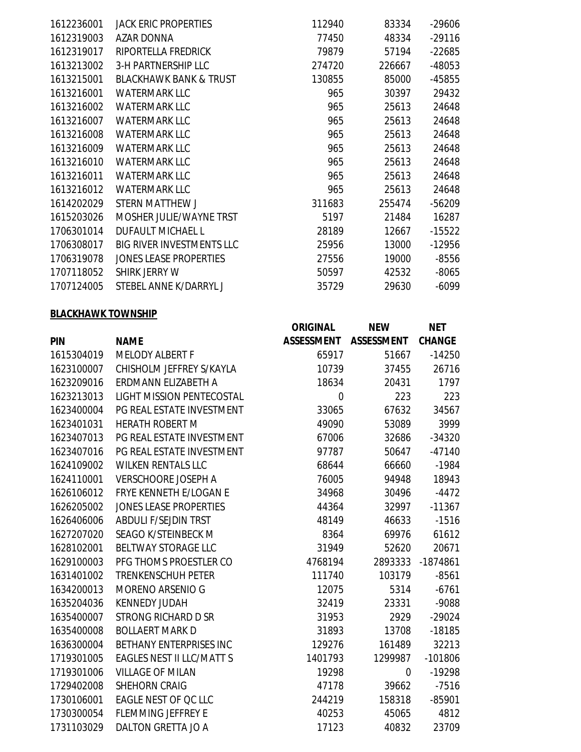| | | | | |
|---|---|---|---|---|
| 1612236001 | JACK ERIC PROPERTIES | 112940 | 83334 | -29606 |
| 1612319003 | AZAR DONNA | 77450 | 48334 | -29116 |
| 1612319017 | RIPORTELLA FREDRICK | 79879 | 57194 | -22685 |
| 1613213002 | 3-H PARTNERSHIP LLC | 274720 | 226667 | -48053 |
| 1613215001 | BLACKHAWK BANK & TRUST | 130855 | 85000 | -45855 |
| 1613216001 | WATERMARK LLC | 965 | 30397 | 29432 |
| 1613216002 | WATERMARK LLC | 965 | 25613 | 24648 |
| 1613216007 | WATERMARK LLC | 965 | 25613 | 24648 |
| 1613216008 | WATERMARK LLC | 965 | 25613 | 24648 |
| 1613216009 | WATERMARK LLC | 965 | 25613 | 24648 |
| 1613216010 | WATERMARK LLC | 965 | 25613 | 24648 |
| 1613216011 | WATERMARK LLC | 965 | 25613 | 24648 |
| 1613216012 | WATERMARK LLC | 965 | 25613 | 24648 |
| 1614202029 | STERN MATTHEW J | 311683 | 255474 | -56209 |
| 1615203026 | MOSHER JULIE/WAYNE TRST | 5197 | 21484 | 16287 |
| 1706301014 | DUFAULT MICHAEL L | 28189 | 12667 | -15522 |
| 1706308017 | BIG RIVER INVESTMENTS LLC | 25956 | 13000 | -12956 |
| 1706319078 | JONES LEASE PROPERTIES | 27556 | 19000 | -8556 |
| 1707118052 | SHIRK JERRY W | 50597 | 42532 | -8065 |
| 1707124005 | STEBEL ANNE K/DARRYL J | 35729 | 29630 | -6099 |

**BLACKHAWK TOWNSHIP**

| PIN | NAME | ORIGINAL ASSESSMENT | NEW ASSESSMENT | NET CHANGE |
|---|---|---|---|---|
| 1615304019 | MELODY ALBERT F | 65917 | 51667 | -14250 |
| 1623100007 | CHISHOLM JEFFREY S/KAYLA | 10739 | 37455 | 26716 |
| 1623209016 | ERDMANN ELIZABETH A | 18634 | 20431 | 1797 |
| 1623213013 | LIGHT MISSION PENTECOSTAL | 0 | 223 | 223 |
| 1623400004 | PG REAL ESTATE INVESTMENT | 33065 | 67632 | 34567 |
| 1623401031 | HERATH ROBERT M | 49090 | 53089 | 3999 |
| 1623407013 | PG REAL ESTATE INVESTMENT | 67006 | 32686 | -34320 |
| 1623407016 | PG REAL ESTATE INVESTMENT | 97787 | 50647 | -47140 |
| 1624109002 | WILKEN RENTALS LLC | 68644 | 66660 | -1984 |
| 1624110001 | VERSCHOORE JOSEPH A | 76005 | 94948 | 18943 |
| 1626106012 | FRYE KENNETH E/LOGAN E | 34968 | 30496 | -4472 |
| 1626205002 | JONES LEASE PROPERTIES | 44364 | 32997 | -11367 |
| 1626406006 | ABDULI F/SEJDIN TRST | 48149 | 46633 | -1516 |
| 1627207020 | SEAGO K/STEINBECK M | 8364 | 69976 | 61612 |
| 1628102001 | BELTWAY STORAGE LLC | 31949 | 52620 | 20671 |
| 1629100003 | PFG THOMS PROESTLER CO | 4768194 | 2893333 | -1874861 |
| 1631401002 | TRENKENSCHUH PETER | 111740 | 103179 | -8561 |
| 1634200013 | MORENO ARSENIO G | 12075 | 5314 | -6761 |
| 1635204036 | KENNEDY JUDAH | 32419 | 23331 | -9088 |
| 1635400007 | STRONG RICHARD D SR | 31953 | 2929 | -29024 |
| 1635400008 | BOLLAERT MARK D | 31893 | 13708 | -18185 |
| 1636300004 | BETHANY ENTERPRISES INC | 129276 | 161489 | 32213 |
| 1719301005 | EAGLES NEST II LLC/MATT S | 1401793 | 1299987 | -101806 |
| 1719301006 | VILLAGE OF MILAN | 19298 | 0 | -19298 |
| 1729402008 | SHEHORN CRAIG | 47178 | 39662 | -7516 |
| 1730106001 | EAGLE NEST OF QC LLC | 244219 | 158318 | -85901 |
| 1730300054 | FLEMMING JEFFREY E | 40253 | 45065 | 4812 |
| 1731103029 | DALTON GRETTA JO A | 17123 | 40832 | 23709 |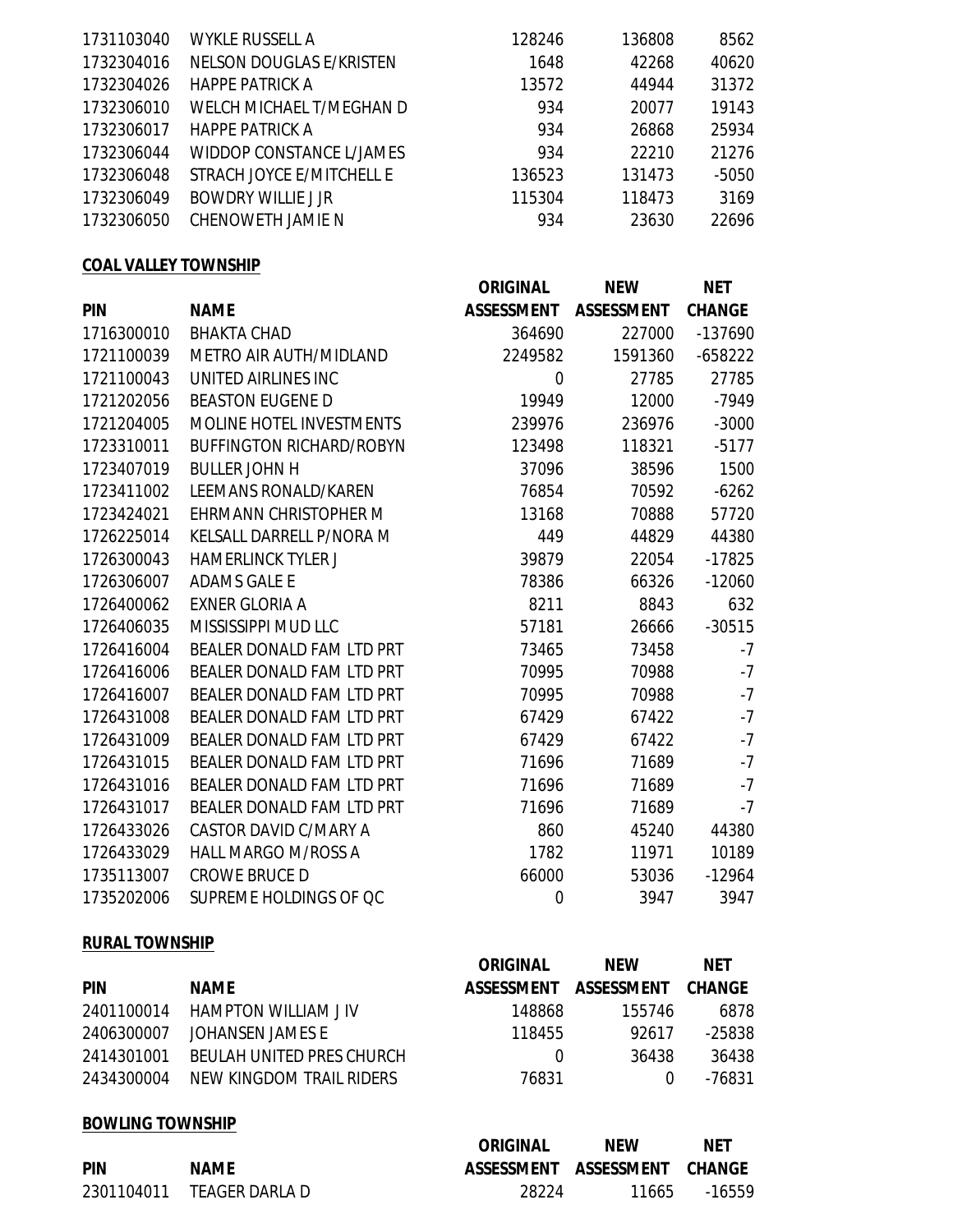| | | | | |
|---|---|---|---|---|
| 1731103040 | WYKLE RUSSELL A | 128246 | 136808 | 8562 |
| 1732304016 | NELSON DOUGLAS E/KRISTEN | 1648 | 42268 | 40620 |
| 1732304026 | HAPPE PATRICK A | 13572 | 44944 | 31372 |
| 1732306010 | WELCH MICHAEL T/MEGHAN D | 934 | 20077 | 19143 |
| 1732306017 | HAPPE PATRICK A | 934 | 26868 | 25934 |
| 1732306044 | WIDDOP CONSTANCE L/JAMES | 934 | 22210 | 21276 |
| 1732306048 | STRACH JOYCE E/MITCHELL E | 136523 | 131473 | -5050 |
| 1732306049 | BOWDRY WILLIE J JR | 115304 | 118473 | 3169 |
| 1732306050 | CHENOWETH JAMIE N | 934 | 23630 | 22696 |

**COAL VALLEY TOWNSHIP**

| PIN | NAME | ORIGINAL ASSESSMENT | NEW ASSESSMENT | NET CHANGE |
|---|---|---|---|---|
| 1716300010 | BHAKTA CHAD | 364690 | 227000 | -137690 |
| 1721100039 | METRO AIR AUTH/MIDLAND | 2249582 | 1591360 | -658222 |
| 1721100043 | UNITED AIRLINES INC | 0 | 27785 | 27785 |
| 1721202056 | BEASTON EUGENE D | 19949 | 12000 | -7949 |
| 1721204005 | MOLINE HOTEL INVESTMENTS | 239976 | 236976 | -3000 |
| 1723310011 | BUFFINGTON RICHARD/ROBYN | 123498 | 118321 | -5177 |
| 1723407019 | BULLER JOHN H | 37096 | 38596 | 1500 |
| 1723411002 | LEEMANS RONALD/KAREN | 76854 | 70592 | -6262 |
| 1723424021 | EHRMANN CHRISTOPHER M | 13168 | 70888 | 57720 |
| 1726225014 | KELSALL DARRELL P/NORA M | 449 | 44829 | 44380 |
| 1726300043 | HAMERLINCK TYLER J | 39879 | 22054 | -17825 |
| 1726306007 | ADAMS GALE E | 78386 | 66326 | -12060 |
| 1726400062 | EXNER GLORIA A | 8211 | 8843 | 632 |
| 1726406035 | MISSISSIPPI MUD LLC | 57181 | 26666 | -30515 |
| 1726416004 | BEALER DONALD FAM LTD PRT | 73465 | 73458 | -7 |
| 1726416006 | BEALER DONALD FAM LTD PRT | 70995 | 70988 | -7 |
| 1726416007 | BEALER DONALD FAM LTD PRT | 70995 | 70988 | -7 |
| 1726431008 | BEALER DONALD FAM LTD PRT | 67429 | 67422 | -7 |
| 1726431009 | BEALER DONALD FAM LTD PRT | 67429 | 67422 | -7 |
| 1726431015 | BEALER DONALD FAM LTD PRT | 71696 | 71689 | -7 |
| 1726431016 | BEALER DONALD FAM LTD PRT | 71696 | 71689 | -7 |
| 1726431017 | BEALER DONALD FAM LTD PRT | 71696 | 71689 | -7 |
| 1726433026 | CASTOR DAVID C/MARY A | 860 | 45240 | 44380 |
| 1726433029 | HALL MARGO M/ROSS A | 1782 | 11971 | 10189 |
| 1735113007 | CROWE BRUCE D | 66000 | 53036 | -12964 |
| 1735202006 | SUPREME HOLDINGS OF QC | 0 | 3947 | 3947 |

**RURAL TOWNSHIP**

| PIN | NAME | ORIGINAL ASSESSMENT | NEW ASSESSMENT | NET CHANGE |
|---|---|---|---|---|
| 2401100014 | HAMPTON WILLIAM J IV | 148868 | 155746 | 6878 |
| 2406300007 | JOHANSEN JAMES E | 118455 | 92617 | -25838 |
| 2414301001 | BEULAH UNITED PRES CHURCH | 0 | 36438 | 36438 |
| 2434300004 | NEW KINGDOM TRAIL RIDERS | 76831 | 0 | -76831 |

**BOWLING TOWNSHIP**

| PIN | NAME | ORIGINAL ASSESSMENT | NEW ASSESSMENT | NET CHANGE |
|---|---|---|---|---|
| 2301104011 | TEAGER DARLA D | 28224 | 11665 | -16559 |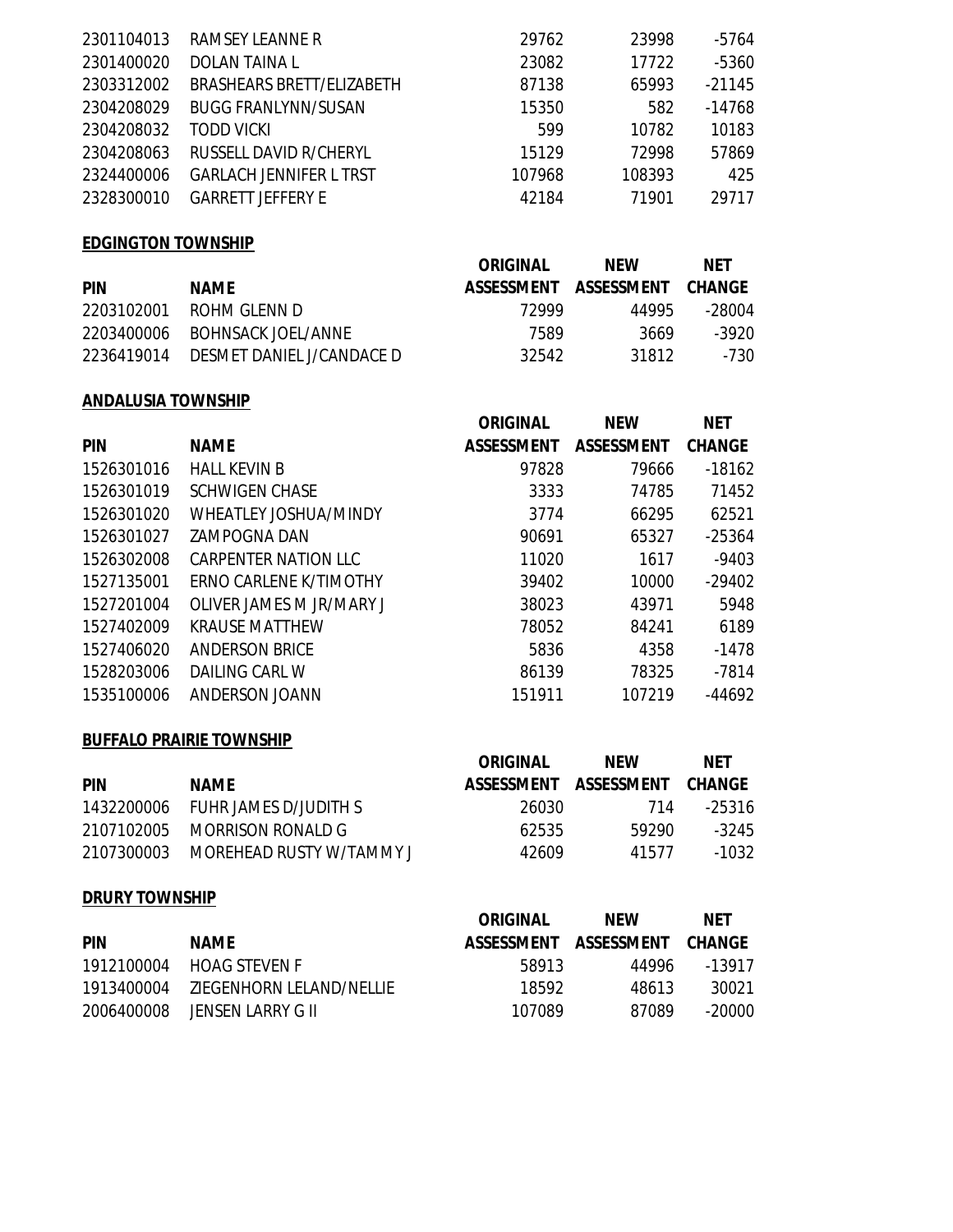| | | | | |
|---|---|---|---|---|
| 2301104013 | RAMSEY LEANNE R | 29762 | 23998 | -5764 |
| 2301400020 | DOLAN TAINA L | 23082 | 17722 | -5360 |
| 2303312002 | BRASHEARS BRETT/ELIZABETH | 87138 | 65993 | -21145 |
| 2304208029 | BUGG FRANLYNN/SUSAN | 15350 | 582 | -14768 |
| 2304208032 | TODD VICKI | 599 | 10782 | 10183 |
| 2304208063 | RUSSELL DAVID R/CHERYL | 15129 | 72998 | 57869 |
| 2324400006 | GARLACH JENNIFER L TRST | 107968 | 108393 | 425 |
| 2328300010 | GARRETT JEFFERY E | 42184 | 71901 | 29717 |

**EDGINGTON TOWNSHIP**

| PIN | NAME | ORIGINAL ASSESSMENT | NEW ASSESSMENT | NET CHANGE |
|---|---|---|---|---|
| 2203102001 | ROHM GLENN D | 72999 | 44995 | -28004 |
| 2203400006 | BOHNSACK JOEL/ANNE | 7589 | 3669 | -3920 |
| 2236419014 | DESMET DANIEL J/CANDACE D | 32542 | 31812 | -730 |

**ANDALUSIA TOWNSHIP**

| PIN | NAME | ORIGINAL ASSESSMENT | NEW ASSESSMENT | NET CHANGE |
|---|---|---|---|---|
| 1526301016 | HALL KEVIN B | 97828 | 79666 | -18162 |
| 1526301019 | SCHWIGEN CHASE | 3333 | 74785 | 71452 |
| 1526301020 | WHEATLEY JOSHUA/MINDY | 3774 | 66295 | 62521 |
| 1526301027 | ZAMPOGNA DAN | 90691 | 65327 | -25364 |
| 1526302008 | CARPENTER NATION LLC | 11020 | 1617 | -9403 |
| 1527135001 | ERNO CARLENE K/TIMOTHY | 39402 | 10000 | -29402 |
| 1527201004 | OLIVER JAMES M JR/MARY J | 38023 | 43971 | 5948 |
| 1527402009 | KRAUSE MATTHEW | 78052 | 84241 | 6189 |
| 1527406020 | ANDERSON BRICE | 5836 | 4358 | -1478 |
| 1528203006 | DAILING CARL W | 86139 | 78325 | -7814 |
| 1535100006 | ANDERSON JOANN | 151911 | 107219 | -44692 |

**BUFFALO PRAIRIE TOWNSHIP**

| PIN | NAME | ORIGINAL ASSESSMENT | NEW ASSESSMENT | NET CHANGE |
|---|---|---|---|---|
| 1432200006 | FUHR JAMES D/JUDITH S | 26030 | 714 | -25316 |
| 2107102005 | MORRISON RONALD G | 62535 | 59290 | -3245 |
| 2107300003 | MOREHEAD RUSTY W/TAMMY J | 42609 | 41577 | -1032 |

**DRURY TOWNSHIP**

| PIN | NAME | ORIGINAL ASSESSMENT | NEW ASSESSMENT | NET CHANGE |
|---|---|---|---|---|
| 1912100004 | HOAG STEVEN F | 58913 | 44996 | -13917 |
| 1913400004 | ZIEGENHORN LELAND/NELLIE | 18592 | 48613 | 30021 |
| 2006400008 | JENSEN LARRY G II | 107089 | 87089 | -20000 |